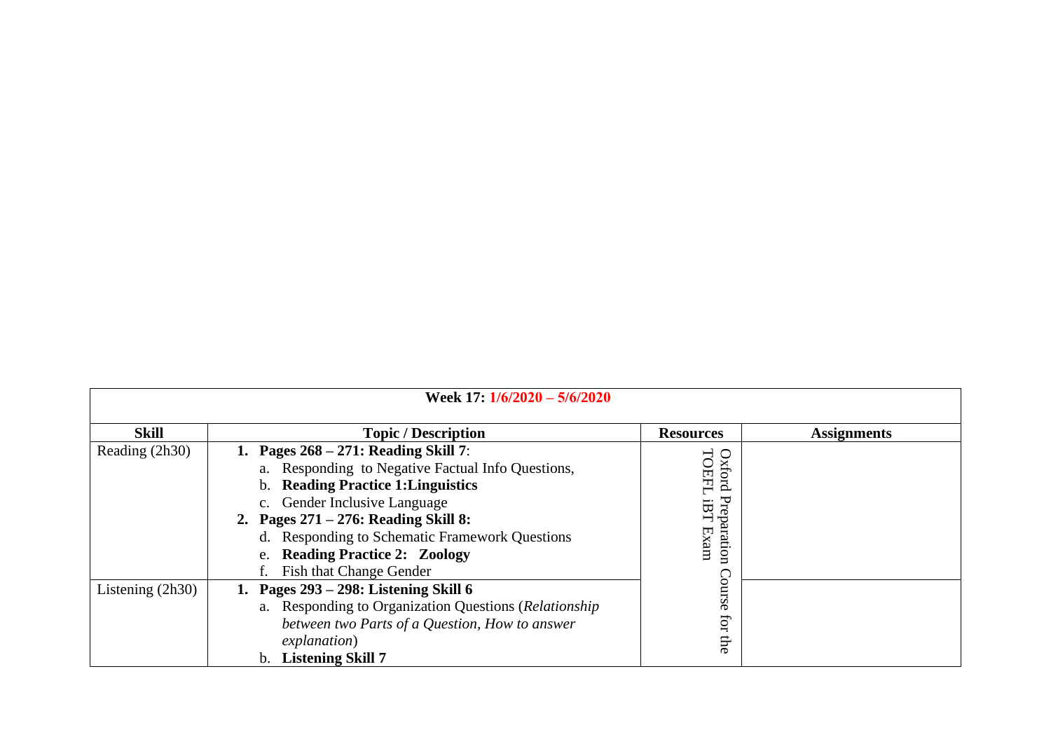| **Week 17: 1/6/2020 – 5/6/2020** | | | |
|---|---|---|---|
| **Skill** | **Topic / Description** | **Resources** | **Assignments** |
| Reading (2h30) | 1. **Pages 268 – 271: Reading Skill 7**:<br>a. Responding to Negative Factual Info Questions,<br>b. **Reading Practice 1:Linguistics**<br>c. Gender Inclusive Language<br>2. **Pages 271 – 276: Reading Skill 8:**<br>d. Responding to Schematic Framework Questions<br>e. **Reading Practice 2: Zoology**<br>f. Fish that Change Gender | Oxford Preparation Course for the TOEFL iBT Exam | |
| Listening (2h30) | 1. **Pages 293 – 298: Listening Skill 6**<br>a. Responding to Organization Questions (*Relationship between two Parts of a Question, How to answer explanation*)<br>b. **Listening Skill 7** | | |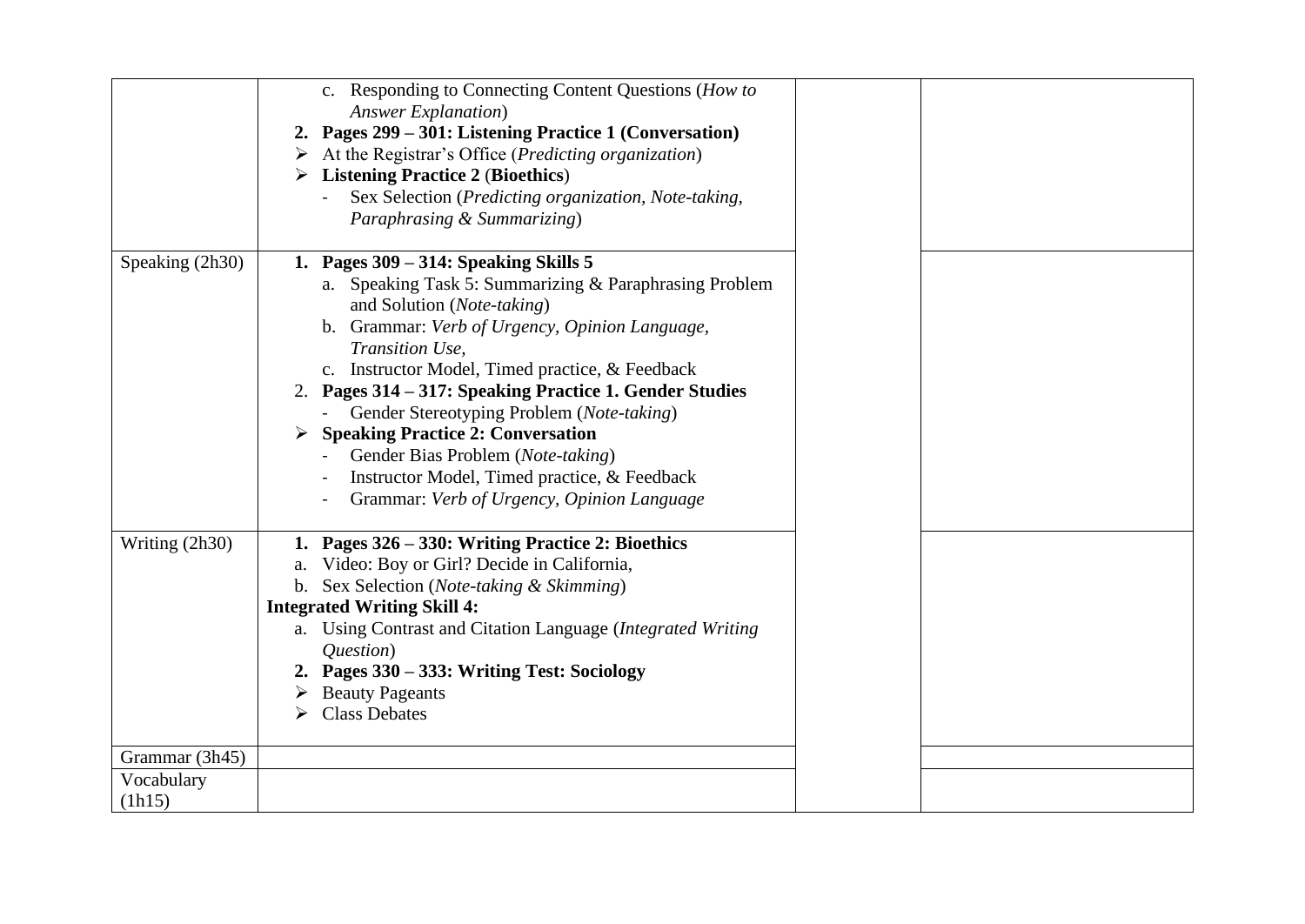| | | | |
|---|---|---|---|
| | c. Responding to Connecting Content Questions (*How to Answer Explanation*)<br>**2. Pages 299 – 301: Listening Practice 1 (Conversation)**<br>➢ At the Registrar's Office (*Predicting organization*)<br>➢ **Listening Practice 2** (**Bioethics**)<br>- Sex Selection (*Predicting organization, Note-taking, Paraphrasing & Summarizing*) | | |
| Speaking (2h30) | **1. Pages 309 – 314: Speaking Skills 5**<br>a. Speaking Task 5: Summarizing & Paraphrasing Problem and Solution (*Note-taking*)<br>b. Grammar: *Verb of Urgency, Opinion Language, Transition Use,*<br>c. Instructor Model, Timed practice, & Feedback<br>2. **Pages 314 – 317: Speaking Practice 1. Gender Studies**<br>- Gender Stereotyping Problem (*Note-taking*)<br>➢ **Speaking Practice 2: Conversation**<br>- Gender Bias Problem (*Note-taking*)<br>- Instructor Model, Timed practice, & Feedback<br>- Grammar: *Verb of Urgency, Opinion Language* | | |
| Writing (2h30) | **1. Pages 326 – 330: Writing Practice 2: Bioethics**<br>a. Video: Boy or Girl? Decide in California,<br>b. Sex Selection (*Note-taking & Skimming*)<br>**Integrated Writing Skill 4:**<br>a. Using Contrast and Citation Language (*Integrated Writing Question*)<br>**2. Pages 330 – 333: Writing Test: Sociology**<br>➢ Beauty Pageants<br>➢ Class Debates | | |
| Grammar (3h45) | | | |
| Vocabulary (1h15) | | | |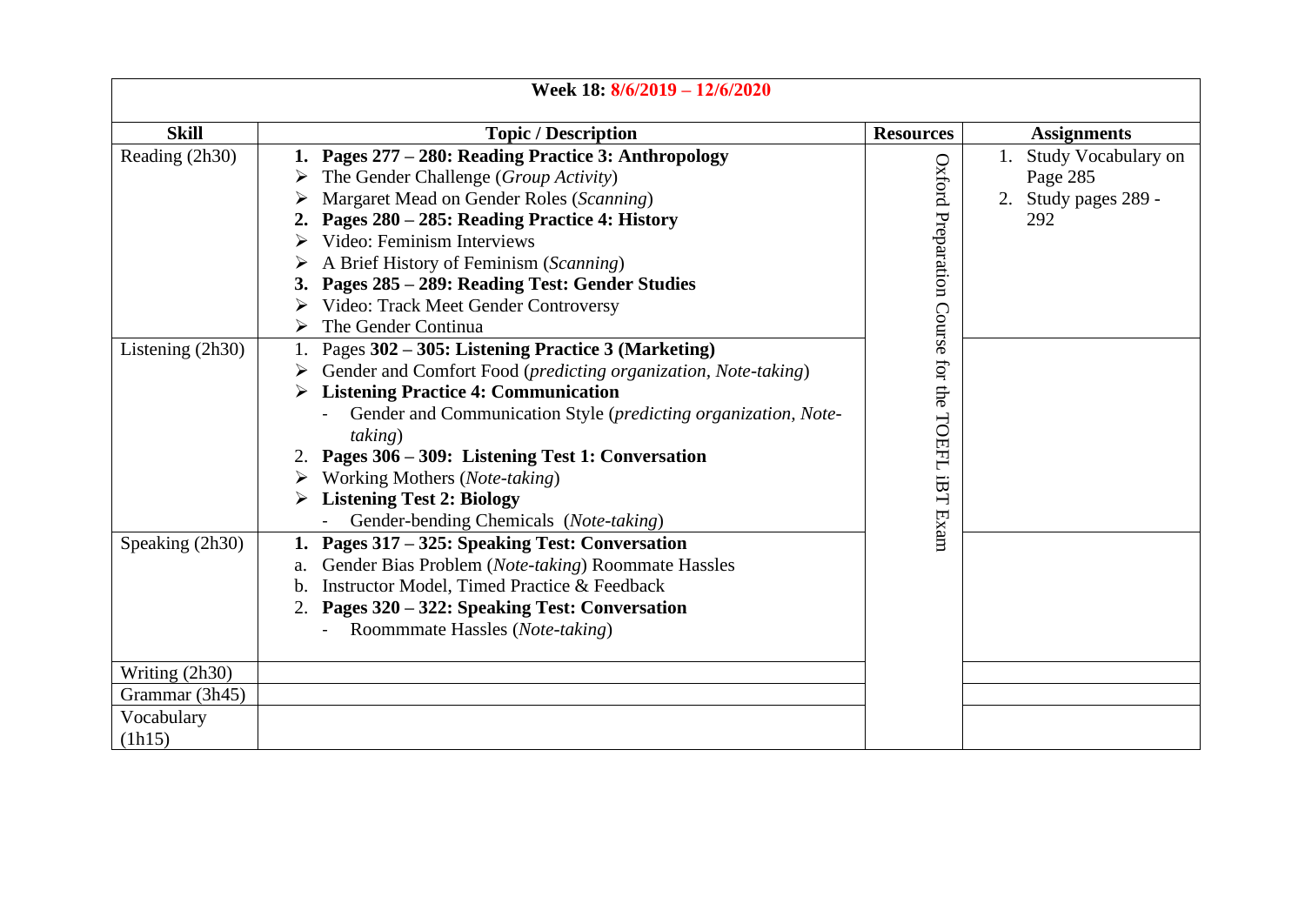| Week 18: 8/6/2019 – 12/6/2020 | | | |
|---|---|---|---|
| **Skill** | **Topic / Description** | **Resources** | **Assignments** |
| Reading (2h30) | **1. Pages 277 – 280: Reading Practice 3: Anthropology**<br>➢ The Gender Challenge (*Group Activity*)<br>➢ Margaret Mead on Gender Roles (*Scanning*)<br>**2. Pages 280 – 285: Reading Practice 4: History**<br>➢ Video: Feminism Interviews<br>➢ A Brief History of Feminism (*Scanning*)<br>**3. Pages 285 – 289: Reading Test: Gender Studies**<br>➢ Video: Track Meet Gender Controversy<br>➢ The Gender Continua | Oxford Preparation Course for the TOEFL iBT Exam | 1. Study Vocabulary on Page 285<br>2. Study pages 289 - 292 |
| Listening (2h30) | 1. Pages **302 – 305: Listening Practice 3 (Marketing)**<br>➢ Gender and Comfort Food (*predicting organization, Note-taking*)<br>➢ **Listening Practice 4: Communication**<br>- Gender and Communication Style (*predicting organization, Note-taking*)<br>2. **Pages 306 – 309: Listening Test 1: Conversation**<br>➢ Working Mothers (*Note-taking*)<br>➢ **Listening Test 2: Biology**<br>- Gender-bending Chemicals (*Note-taking*) | | |
| Speaking (2h30) | **1. Pages 317 – 325: Speaking Test: Conversation**<br>a. Gender Bias Problem (*Note-taking*) Roommate Hassles<br>b. Instructor Model, Timed Practice & Feedback<br>2. **Pages 320 – 322: Speaking Test: Conversation**<br>- Roommmate Hassles (*Note-taking*) | | |
| Writing (2h30) | | | |
| Grammar (3h45) | | | |
| Vocabulary (1h15) | | | |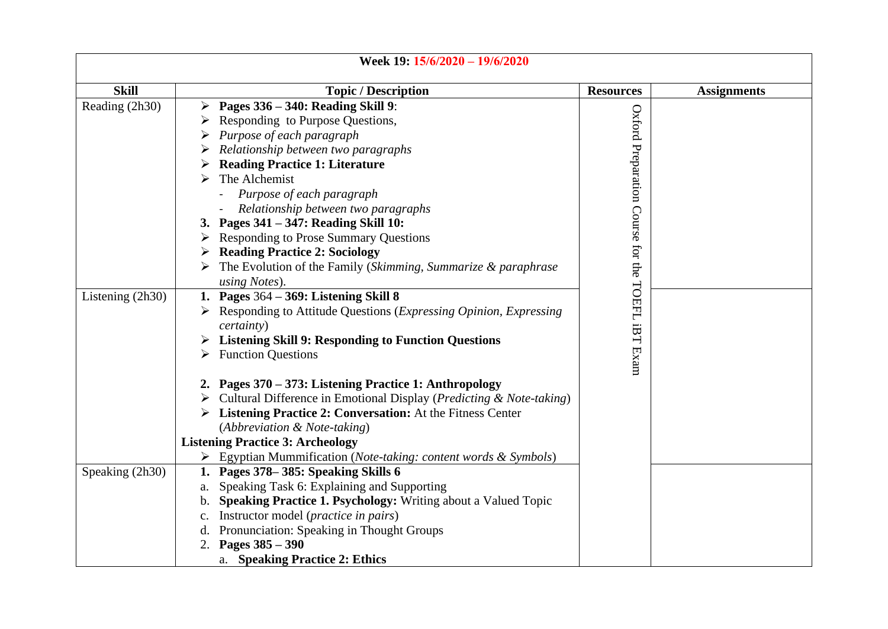| Week 19: 15/6/2020 – 19/6/2020 | | | |
|---|---|---|---|
| **Skill** | **Topic / Description** | **Resources** | **Assignments** |
| Reading (2h30) | ➢ **Pages 336 – 340: Reading Skill 9**:<br>➢ Responding to Purpose Questions,<br>➢ *Purpose of each paragraph*<br>➢ *Relationship between two paragraphs*<br>➢ **Reading Practice 1: Literature**<br>➢ The Alchemist<br>- *Purpose of each paragraph*<br>- *Relationship between two paragraphs*<br>**3. Pages 341 – 347: Reading Skill 10:**<br>➢ Responding to Prose Summary Questions<br>➢ **Reading Practice 2: Sociology**<br>➢ The Evolution of the Family (*Skimming, Summarize & paraphrase using Notes*). | Oxford Preparation Course for the TOEFL iBT Exam | |
| Listening (2h30) | **1. Pages** 364 **– 369: Listening Skill 8**<br>➢ Responding to Attitude Questions (*Expressing Opinion, Expressing certainty*)<br>➢ **Listening Skill 9: Responding to Function Questions**<br>➢ Function Questions<br><br>**2. Pages 370 – 373: Listening Practice 1: Anthropology**<br>➢ Cultural Difference in Emotional Display (*Predicting & Note-taking*)<br>➢ **Listening Practice 2: Conversation:** At the Fitness Center (*Abbreviation & Note-taking*)<br>**Listening Practice 3: Archeology**<br>➢ Egyptian Mummification (*Note-taking: content words & Symbols*) | | |
| Speaking (2h30) | **1. Pages 378– 385: Speaking Skills 6**<br>a. Speaking Task 6: Explaining and Supporting<br>b. **Speaking Practice 1. Psychology:** Writing about a Valued Topic<br>c. Instructor model (*practice in pairs*)<br>d. Pronunciation: Speaking in Thought Groups<br>2. **Pages 385 – 390**<br>a. **Speaking Practice 2: Ethics** | | |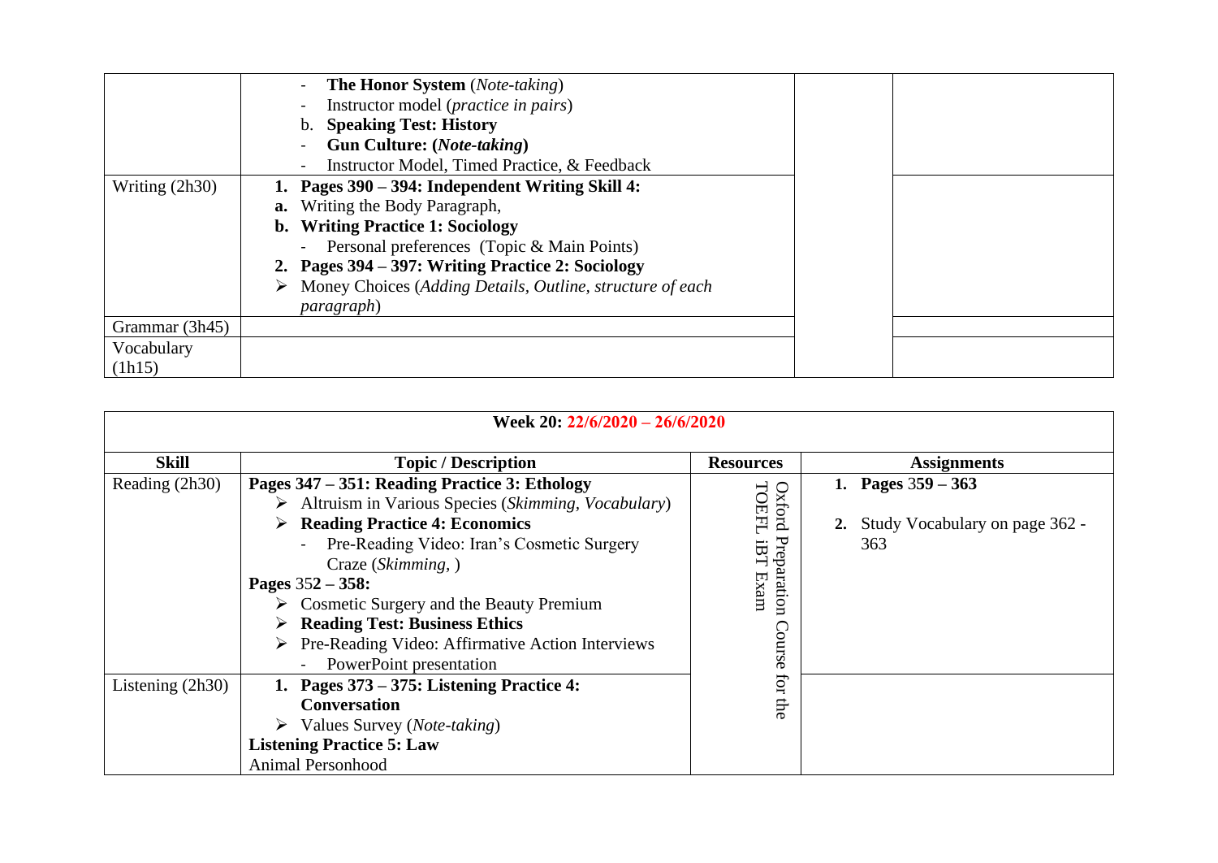| | | | |
|---|---|---|---|
| | - **The Honor System** (*Note-taking*)<br>- Instructor model (*practice in pairs*)<br>b. **Speaking Test: History**<br>- **Gun Culture: (*Note-taking*)**<br>- Instructor Model, Timed Practice, & Feedback | | |
| Writing (2h30) | **1. Pages 390 – 394: Independent Writing Skill 4:**<br>**a.** Writing the Body Paragraph,<br>**b. Writing Practice 1: Sociology**<br>- Personal preferences (Topic & Main Points)<br>**2. Pages 394 – 397: Writing Practice 2: Sociology**<br>➢ Money Choices (*Adding Details, Outline, structure of each paragraph*) | | |
| Grammar (3h45) | | | |
| Vocabulary (1h15) | | | |

| Week 20: 22/6/2020 – 26/6/2020 | | | |
|---|---|---|---|
| **Skill** | **Topic / Description** | **Resources** | **Assignments** |
| Reading (2h30) | **Pages 347 – 351: Reading Practice 3: Ethology**<br>➢ Altruism in Various Species (*Skimming, Vocabulary*)<br>➢ **Reading Practice 4: Economics**<br>- Pre-Reading Video: Iran's Cosmetic Surgery Craze (*Skimming,* )<br>**Pages** 35**2 – 358:**<br>➢ Cosmetic Surgery and the Beauty Premium<br>➢ **Reading Test: Business Ethics**<br>➢ Pre-Reading Video: Affirmative Action Interviews<br>- PowerPoint presentation | Oxford Preparation Course for the TOEFL iBT Exam | **1. Pages** 359 **– 363**<br>**2.** Study Vocabulary on page 362 - 363 |
| Listening (2h30) | **1. Pages 373 – 375: Listening Practice 4: Conversation**<br>➢ Values Survey (*Note-taking*)<br>**Listening Practice 5: Law**<br>Animal Personhood | | |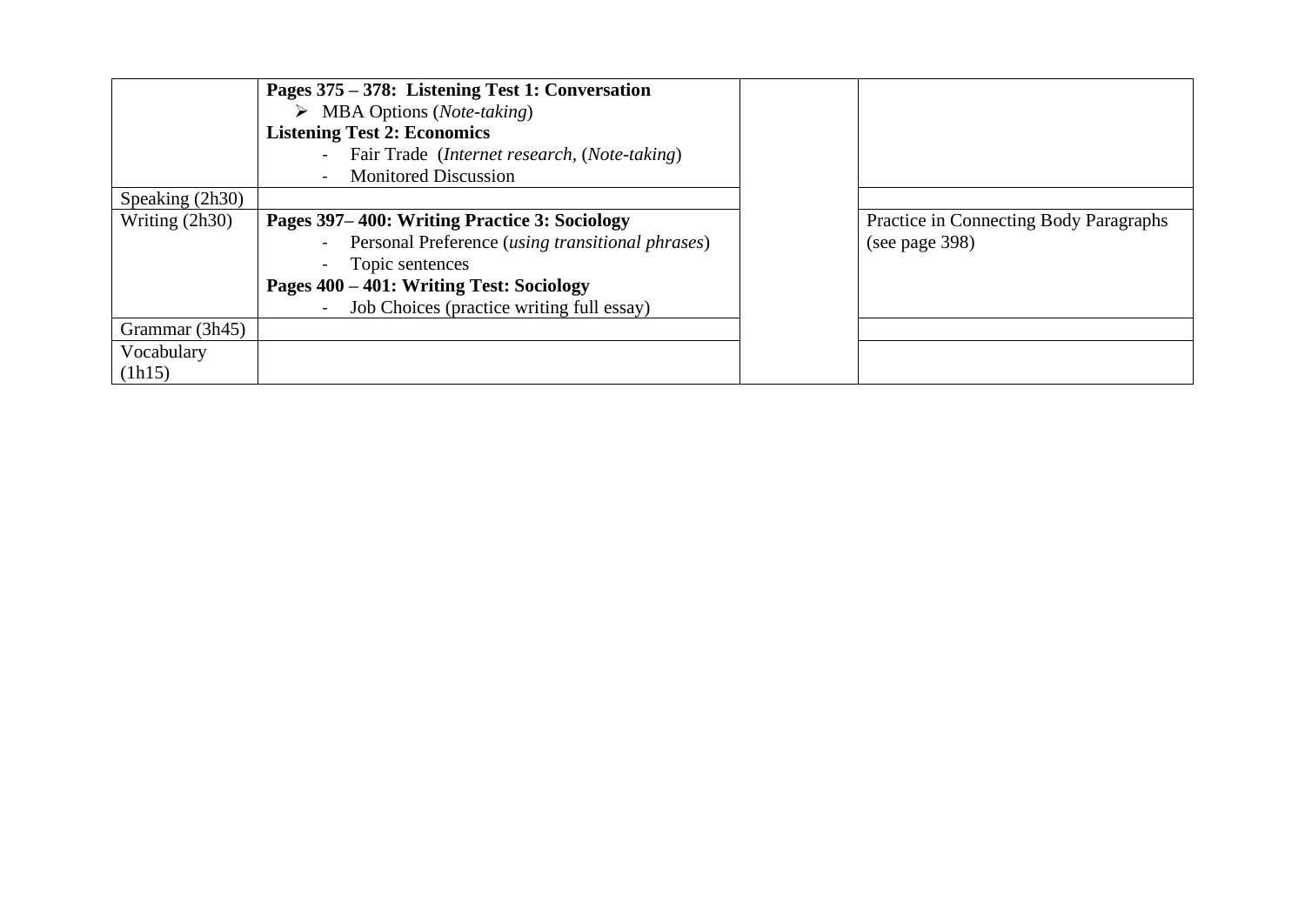| | | | |
|---|---|---|---|
| | **Pages 375 – 378: Listening Test 1: Conversation**<br>➢ MBA Options (*Note-taking*)<br>**Listening Test 2: Economics**<br>- Fair Trade (*Internet research*, (*Note-taking*)<br>- Monitored Discussion | | |
| Speaking (2h30) | | | |
| Writing (2h30) | **Pages 397– 400: Writing Practice 3: Sociology**<br>- Personal Preference (*using transitional phrases*)<br>- Topic sentences<br>**Pages 400 – 401: Writing Test: Sociology**<br>- Job Choices (practice writing full essay) | | Practice in Connecting Body Paragraphs (see page 398) |
| Grammar (3h45) | | | |
| Vocabulary (1h15) | | | |